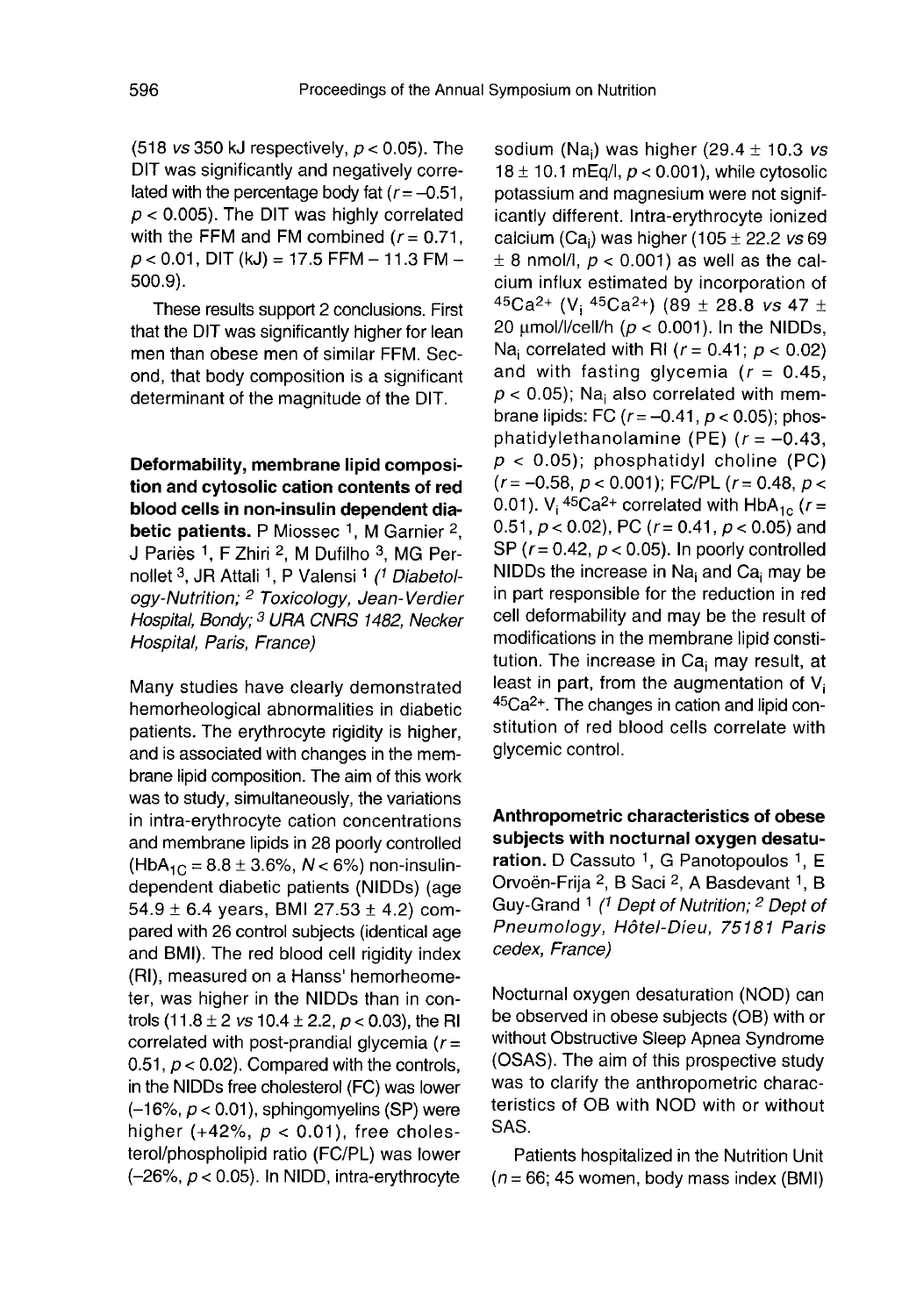(518 *vs* 350 kJ respectively, $p < 0.05$). The DIT was significantly and negatively correlated with the percentage body fat ($r = -0.51$, $p < 0.005$). The DIT was highly correlated with the FFM and FM combined ($r = 0.71$, $p < 0.01$, DIT (kJ) = 17.5 FFM – 11.3 FM – 500.9).

These results support 2 conclusions. First that the DIT was significantly higher for lean men than obese men of similar FFM. Second, that body composition is a significant determinant of the magnitude of the DIT.

**Deformability, membrane lipid composition and cytosolic cation contents of red blood cells in non-insulin dependent diabetic patients.** P Miossec [1], M Garnier [2], J Pariès [1], F Zhiri [2], M Dufilho [3], MG Pernollet [3], JR Attali [1], P Valensi [1] *([1] Diabetology-Nutrition; [2] Toxicology, Jean-Verdier Hospital, Bondy; [3] URA CNRS 1482, Necker Hospital, Paris, France)*

Many studies have clearly demonstrated hemorheological abnormalities in diabetic patients. The erythrocyte rigidity is higher, and is associated with changes in the membrane lipid composition. The aim of this work was to study, simultaneously, the variations in intra-erythrocyte cation concentrations and membrane lipids in 28 poorly controlled ($HbA_{1C} = 8.8 \pm 3.6\%$, $N < 6\%$) non-insulin-dependent diabetic patients (NIDDs) (age 54.9 ± 6.4 years, BMI 27.53 ± 4.2) compared with 26 control subjects (identical age and BMI). The red blood cell rigidity index (RI), measured on a Hanss' hemorheometer, was higher in the NIDDs than in controls (11.8 ± 2 *vs* 10.4 ± 2.2, $p < 0.03$), the RI correlated with post-prandial glycemia ($r = 0.51$, $p < 0.02$). Compared with the controls, in the NIDDs free cholesterol (FC) was lower (–16%, $p < 0.01$), sphingomyelins (SP) were higher (+42%, $p < 0.01$), free cholesterol/phospholipid ratio (FC/PL) was lower (–26%, $p < 0.05$). In NIDD, intra-erythrocyte sodium ($Na_i$) was higher (29.4 ± 10.3 *vs* 18 ± 10.1 mEq/l, $p < 0.001$), while cytosolic potassium and magnesium were not significantly different. Intra-erythrocyte ionized calcium ($Ca_i$) was higher (105 ± 22.2 *vs* 69 ± 8 nmol/l, $p < 0.001$) as well as the calcium influx estimated by incorporation of $^{45}Ca^{2+}$ ($V_i$ $^{45}Ca^{2+}$) (89 ± 28.8 *vs* 47 ± 20 μmol/l/cell/h ($p < 0.001$). In the NIDDs, $Na_i$ correlated with RI ($r = 0.41$; $p < 0.02$) and with fasting glycemia ($r = 0.45$, $p < 0.05$); $Na_i$ also correlated with membrane lipids: FC ($r = -0.41$, $p < 0.05$); phosphatidylethanolamine (PE) ($r = -0.43$, $p < 0.05$); phosphatidyl choline (PC) ($r = -0.58$, $p < 0.001$); FC/PL ($r = 0.48$, $p < 0.01$). $V_i$ $^{45}Ca^{2+}$ correlated with $HbA_{1c}$ ($r = 0.51$, $p < 0.02$), PC ($r = 0.41$, $p < 0.05$) and SP ($r = 0.42$, $p < 0.05$). In poorly controlled NIDDs the increase in $Na_i$ and $Ca_i$ may be in part responsible for the reduction in red cell deformability and may be the result of modifications in the membrane lipid constitution. The increase in $Ca_i$ may result, at least in part, from the augmentation of $V_i$ $^{45}Ca^{2+}$. The changes in cation and lipid constitution of red blood cells correlate with glycemic control.

**Anthropometric characteristics of obese subjects with nocturnal oxygen desaturation.** D Cassuto [1], G Panotopoulos [1], E Orvoën-Frija [2], B Saci [2], A Basdevant [1], B Guy-Grand [1] *([1] Dept of Nutrition; [2] Dept of Pneumology, Hôtel-Dieu, 75181 Paris cedex, France)*

Nocturnal oxygen desaturation (NOD) can be observed in obese subjects (OB) with or without Obstructive Sleep Apnea Syndrome (OSAS). The aim of this prospective study was to clarify the anthropometric characteristics of OB with NOD with or without SAS.

Patients hospitalized in the Nutrition Unit ($n = 66$; 45 women, body mass index (BMI)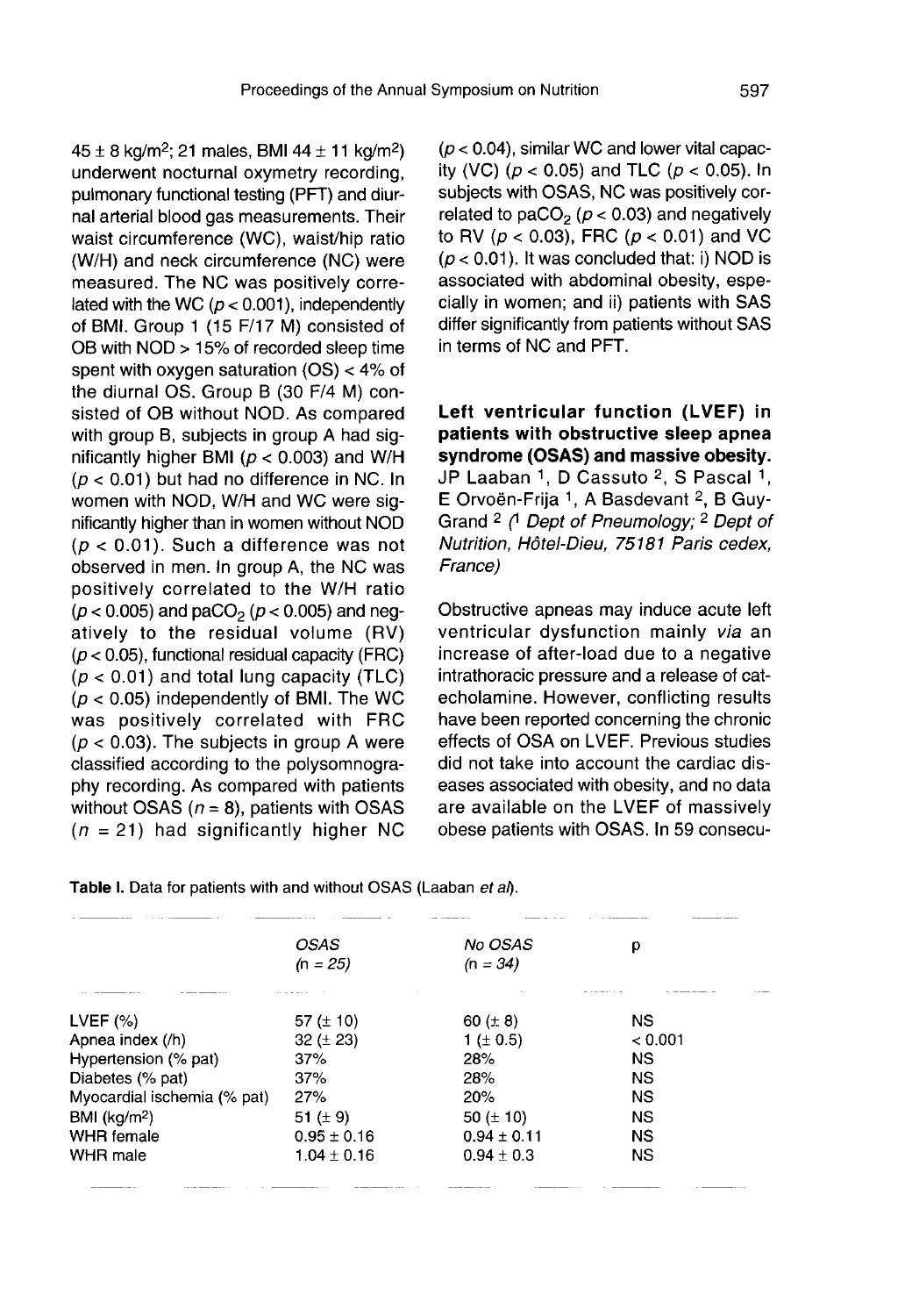45 ± 8 kg/m$^2$; 21 males, BMI 44 ± 11 kg/m$^2$) underwent nocturnal oxymetry recording, pulmonary functional testing (PFT) and diurnal arterial blood gas measurements. Their waist circumference (WC), waist/hip ratio (W/H) and neck circumference (NC) were measured. The NC was positively correlated with the WC ($p < 0.001$), independently of BMI. Group 1 (15 F/17 M) consisted of OB with NOD > 15% of recorded sleep time spent with oxygen saturation (OS) < 4% of the diurnal OS. Group B (30 F/4 M) consisted of OB without NOD. As compared with group B, subjects in group A had significantly higher BMI ($p < 0.003$) and W/H ($p < 0.01$) but had no difference in NC. In women with NOD, W/H and WC were significantly higher than in women without NOD ($p < 0.01$). Such a difference was not observed in men. In group A, the NC was positively correlated to the W/H ratio ($p < 0.005$) and $paCO_2$ ($p < 0.005$) and negatively to the residual volume (RV) ($p < 0.05$), functional residual capacity (FRC) ($p < 0.01$) and total lung capacity (TLC) ($p < 0.05$) independently of BMI. The WC was positively correlated with FRC ($p < 0.03$). The subjects in group A were classified according to the polysomnography recording. As compared with patients without OSAS ($n = 8$), patients with OSAS ($n = 21$) had significantly higher NC ($p < 0.04$), similar WC and lower vital capacity (VC) ($p < 0.05$) and TLC ($p < 0.05$). In subjects with OSAS, NC was positively correlated to $paCO_2$ ($p < 0.03$) and negatively to RV ($p < 0.03$), FRC ($p < 0.01$) and VC ($p < 0.01$). It was concluded that: i) NOD is associated with abdominal obesity, especially in women; and ii) patients with SAS differ significantly from patients without SAS in terms of NC and PFT.

**Left ventricular function (LVEF) in patients with obstructive sleep apnea syndrome (OSAS) and massive obesity.** JP Laaban [1], D Cassuto [2], S Pascal [1], E Orvoën-Frija [1], A Basdevant [2], B Guy-Grand [2] *([1] Dept of Pneumology; [2] Dept of Nutrition, Hôtel-Dieu, 75181 Paris cedex, France)*

Obstructive apneas may induce acute left ventricular dysfunction mainly *via* an increase of after-load due to a negative intrathoracic pressure and a release of catecholamine. However, conflicting results have been reported concerning the chronic effects of OSA on LVEF. Previous studies did not take into account the cardiac diseases associated with obesity, and no data are available on the LVEF of massively obese patients with OSAS. In 59 consecu-

Table I. Data for patients with and without OSAS (Laaban *et al*).

| | *OSAS* (*n = 25*) | *No OSAS* (n = 34) | p |
|---|---|---|---|
| LVEF (%) | 57 (± 10) | 60 (± 8) | NS |
| Apnea index (/h) | 32 (± 23) | 1 (± 0.5) | < 0.001 |
| Hypertension (% pat) | 37% | 28% | NS |
| Diabetes (% pat) | 37% | 28% | NS |
| Myocardial ischemia (% pat) | 27% | 20% | NS |
| BMI (kg/m$^2$) | 51 (± 9) | 50 (± 10) | NS |
| WHR female | 0.95 ± 0.16 | 0.94 ± 0.11 | NS |
| WHR male | 1.04 ± 0.16 | 0.94 ± 0.3 | NS |